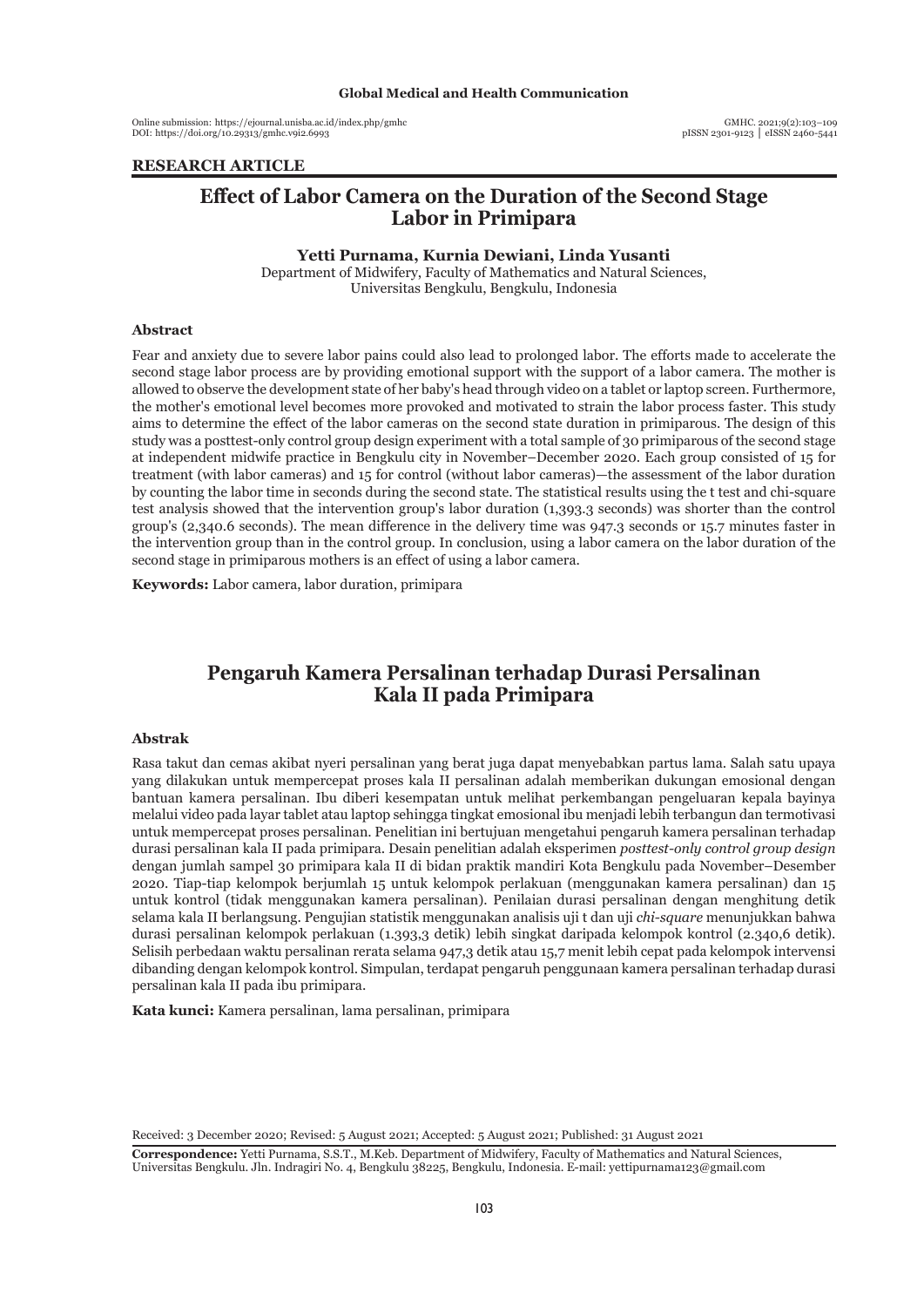**RESEARCH ARTICLE**

# Effect of Labor Camera on the Duration of the Second Stage Labor in Primipara

**Yetti Purnama, Kurnia Dewiani, Linda Yusanti**

Department of Midwifery, Faculty of Mathematics and Natural Sciences, Universitas Bengkulu, Bengkulu, Indonesia

### Abstract

Fear and anxiety due to severe labor pains could also lead to prolonged labor. The efforts made to accelerate the second stage labor process are by providing emotional support with the support of a labor camera. The mother is allowed to observe the development state of her baby's head through video on a tablet or laptop screen. Furthermore, the mother's emotional level becomes more provoked and motivated to strain the labor process faster. This study aims to determine the effect of the labor cameras on the second state duration in primiparous. The design of this study was a posttest-only control group design experiment with a total sample of 30 primiparous of the second stage at independent midwife practice in Bengkulu city in November–December 2020. Each group consisted of 15 for treatment (with labor cameras) and 15 for control (without labor cameras)—the assessment of the labor duration by counting the labor time in seconds during the second state. The statistical results using the t test and chi-square test analysis showed that the intervention group's labor duration (1,393.3 seconds) was shorter than the control group's (2,340.6 seconds). The mean difference in the delivery time was 947.3 seconds or 15.7 minutes faster in the intervention group than in the control group. In conclusion, using a labor camera on the labor duration of the second stage in primiparous mothers is an effect of using a labor camera.

**Keywords:** Labor camera, labor duration, primipara

# Pengaruh Kamera Persalinan terhadap Durasi Persalinan Kala II pada Primipara

### Abstrak

Rasa takut dan cemas akibat nyeri persalinan yang berat juga dapat menyebabkan partus lama. Salah satu upaya yang dilakukan untuk mempercepat proses kala II persalinan adalah memberikan dukungan emosional dengan bantuan kamera persalinan. Ibu diberi kesempatan untuk melihat perkembangan pengeluaran kepala bayinya melalui video pada layar tablet atau laptop sehingga tingkat emosional ibu menjadi lebih terbangun dan termotivasi untuk mempercepat proses persalinan. Penelitian ini bertujuan mengetahui pengaruh kamera persalinan terhadap durasi persalinan kala II pada primipara. Desain penelitian adalah eksperimen *posttest-only control group design* dengan jumlah sampel 30 primipara kala II di bidan praktik mandiri Kota Bengkulu pada November–Desember 2020. Tiap-tiap kelompok berjumlah 15 untuk kelompok perlakuan (menggunakan kamera persalinan) dan 15 untuk kontrol (tidak menggunakan kamera persalinan). Penilaian durasi persalinan dengan menghitung detik selama kala II berlangsung. Pengujian statistik menggunakan analisis uji t dan uji *chi-square* menunjukkan bahwa durasi persalinan kelompok perlakuan (1.393,3 detik) lebih singkat daripada kelompok kontrol (2.340,6 detik). Selisih perbedaan waktu persalinan rerata selama 947,3 detik atau 15,7 menit lebih cepat pada kelompok intervensi dibanding dengan kelompok kontrol. Simpulan, terdapat pengaruh penggunaan kamera persalinan terhadap durasi persalinan kala II pada ibu primipara.

**Kata kunci:** Kamera persalinan, lama persalinan, primipara

Received: 3 December 2020; Revised: 5 August 2021; Accepted: 5 August 2021; Published: 31 August 2021

**Correspondence:** Yetti Purnama, S.S.T., M.Keb. Department of Midwifery, Faculty of Mathematics and Natural Sciences, Universitas Bengkulu. Jln. Indragiri No. 4, Bengkulu 38225, Bengkulu, Indonesia. E-mail: yettipurnama123@gmail.com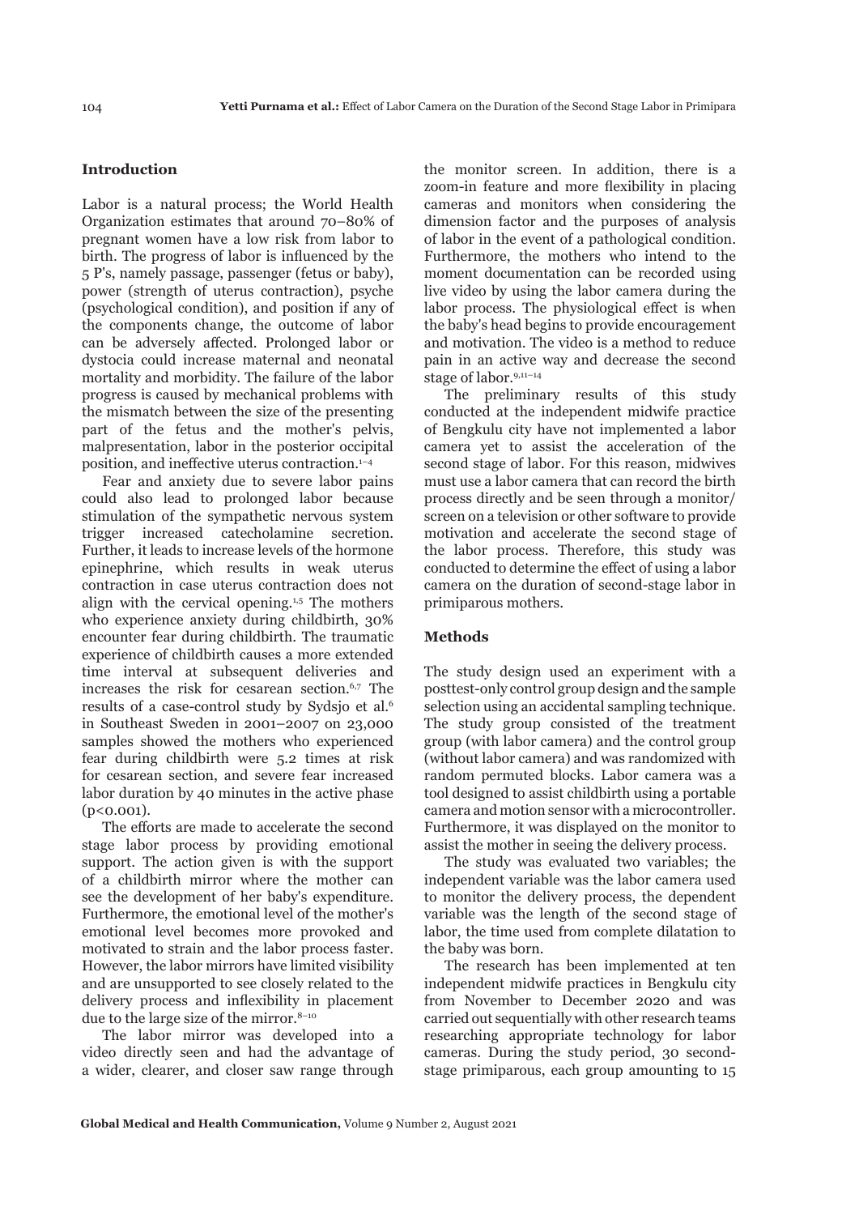## Introduction

Labor is a natural process; the World Health Organization estimates that around 70–80% of pregnant women have a low risk from labor to birth. The progress of labor is influenced by the 5 P's, namely passage, passenger (fetus or baby), power (strength of uterus contraction), psyche (psychological condition), and position if any of the components change, the outcome of labor can be adversely affected. Prolonged labor or dystocia could increase maternal and neonatal mortality and morbidity. The failure of the labor progress is caused by mechanical problems with the mismatch between the size of the presenting part of the fetus and the mother's pelvis, malpresentation, labor in the posterior occipital position, and ineffective uterus contraction.[1–4]

Fear and anxiety due to severe labor pains could also lead to prolonged labor because stimulation of the sympathetic nervous system trigger increased catecholamine secretion. Further, it leads to increase levels of the hormone epinephrine, which results in weak uterus contraction in case uterus contraction does not align with the cervical opening.[1,5] The mothers who experience anxiety during childbirth, 30% encounter fear during childbirth. The traumatic experience of childbirth causes a more extended time interval at subsequent deliveries and increases the risk for cesarean section.[6,7] The results of a case-control study by Sydsjo et al.[6] in Southeast Sweden in 2001–2007 on 23,000 samples showed the mothers who experienced fear during childbirth were 5.2 times at risk for cesarean section, and severe fear increased labor duration by 40 minutes in the active phase ($p<0.001$).

The efforts are made to accelerate the second stage labor process by providing emotional support. The action given is with the support of a childbirth mirror where the mother can see the development of her baby's expenditure. Furthermore, the emotional level of the mother's emotional level becomes more provoked and motivated to strain and the labor process faster. However, the labor mirrors have limited visibility and are unsupported to see closely related to the delivery process and inflexibility in placement due to the large size of the mirror.[8–10]

The labor mirror was developed into a video directly seen and had the advantage of a wider, clearer, and closer saw range through the monitor screen. In addition, there is a zoom-in feature and more flexibility in placing cameras and monitors when considering the dimension factor and the purposes of analysis of labor in the event of a pathological condition. Furthermore, the mothers who intend to the moment documentation can be recorded using live video by using the labor camera during the labor process. The physiological effect is when the baby's head begins to provide encouragement and motivation. The video is a method to reduce pain in an active way and decrease the second stage of labor.[9,11–14]

The preliminary results of this study conducted at the independent midwife practice of Bengkulu city have not implemented a labor camera yet to assist the acceleration of the second stage of labor. For this reason, midwives must use a labor camera that can record the birth process directly and be seen through a monitor/screen on a television or other software to provide motivation and accelerate the second stage of the labor process. Therefore, this study was conducted to determine the effect of using a labor camera on the duration of second-stage labor in primiparous mothers.

## Methods

The study design used an experiment with a posttest-only control group design and the sample selection using an accidental sampling technique. The study group consisted of the treatment group (with labor camera) and the control group (without labor camera) and was randomized with random permuted blocks. Labor camera was a tool designed to assist childbirth using a portable camera and motion sensor with a microcontroller. Furthermore, it was displayed on the monitor to assist the mother in seeing the delivery process.

The study was evaluated two variables; the independent variable was the labor camera used to monitor the delivery process, the dependent variable was the length of the second stage of labor, the time used from complete dilatation to the baby was born.

The research has been implemented at ten independent midwife practices in Bengkulu city from November to December 2020 and was carried out sequentially with other research teams researching appropriate technology for labor cameras. During the study period, 30 second-stage primiparous, each group amounting to 15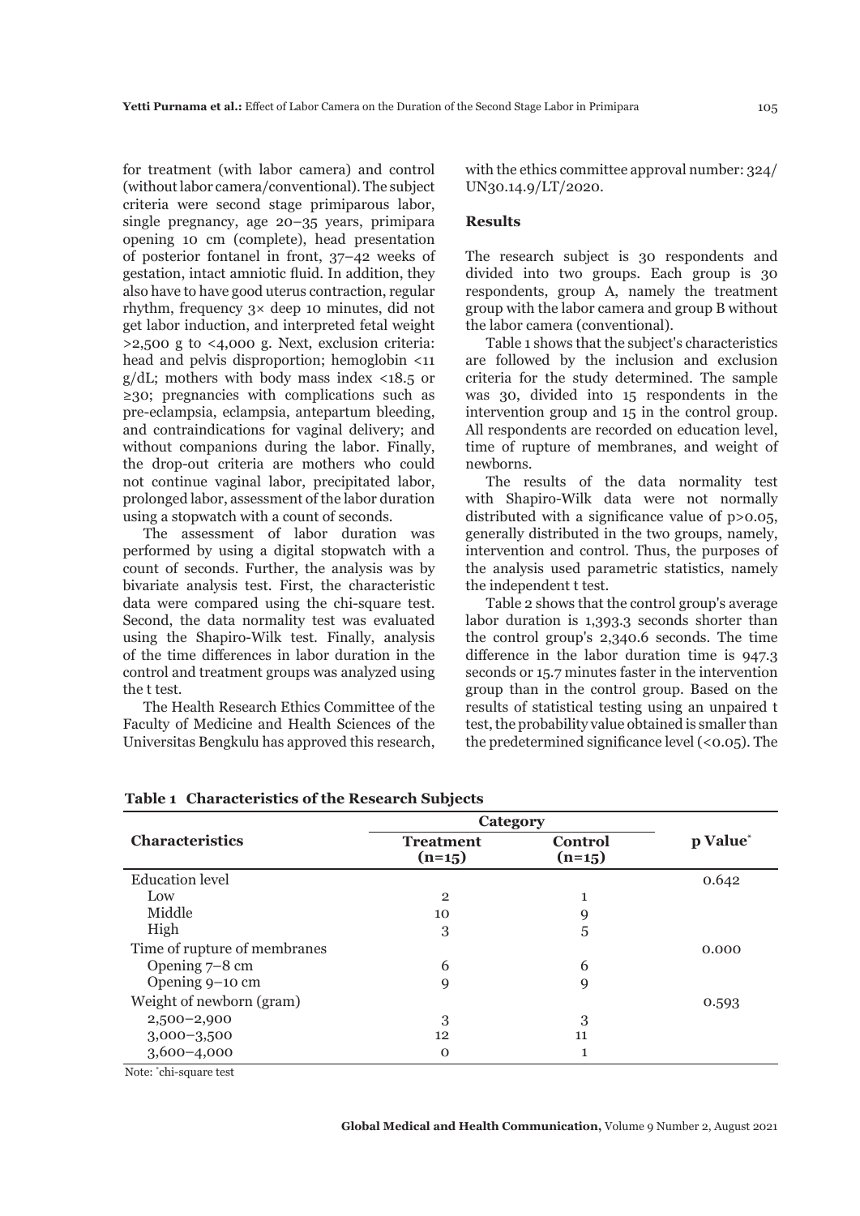for treatment (with labor camera) and control (without labor camera/conventional). The subject criteria were second stage primiparous labor, single pregnancy, age 20–35 years, primipara opening 10 cm (complete), head presentation of posterior fontanel in front, 37–42 weeks of gestation, intact amniotic fluid. In addition, they also have to have good uterus contraction, regular rhythm, frequency 3× deep 10 minutes, did not get labor induction, and interpreted fetal weight >2,500 g to <4,000 g. Next, exclusion criteria: head and pelvis disproportion; hemoglobin <11 g/dL; mothers with body mass index <18.5 or ≥30; pregnancies with complications such as pre-eclampsia, eclampsia, antepartum bleeding, and contraindications for vaginal delivery; and without companions during the labor. Finally, the drop-out criteria are mothers who could not continue vaginal labor, precipitated labor, prolonged labor, assessment of the labor duration using a stopwatch with a count of seconds.

The assessment of labor duration was performed by using a digital stopwatch with a count of seconds. Further, the analysis was by bivariate analysis test. First, the characteristic data were compared using the chi-square test. Second, the data normality test was evaluated using the Shapiro-Wilk test. Finally, analysis of the time differences in labor duration in the control and treatment groups was analyzed using the t test.

The Health Research Ethics Committee of the Faculty of Medicine and Health Sciences of the Universitas Bengkulu has approved this research, with the ethics committee approval number: 324/UN30.14.9/LT/2020.

## Results

The research subject is 30 respondents and divided into two groups. Each group is 30 respondents, group A, namely the treatment group with the labor camera and group B without the labor camera (conventional).

Table 1 shows that the subject's characteristics are followed by the inclusion and exclusion criteria for the study determined. The sample was 30, divided into 15 respondents in the intervention group and 15 in the control group. All respondents are recorded on education level, time of rupture of membranes, and weight of newborns.

The results of the data normality test with Shapiro-Wilk data were not normally distributed with a significance value of p>0.05, generally distributed in the two groups, namely, intervention and control. Thus, the purposes of the analysis used parametric statistics, namely the independent t test.

Table 2 shows that the control group's average labor duration is 1,393.3 seconds shorter than the control group's 2,340.6 seconds. The time difference in the labor duration time is 947.3 seconds or 15.7 minutes faster in the intervention group than in the control group. Based on the results of statistical testing using an unpaired t test, the probability value obtained is smaller than the predetermined significance level (<0.05). The

**Table 1 Characteristics of the Research Subjects**

| Characteristics | Category | | p Value* |
|---|---|---|---|
| | Treatment (n=15) | Control (n=15) | |
| Education level | | | 0.642 |
| Low | 2 | 1 | |
| Middle | 10 | 9 | |
| High | 3 | 5 | |
| Time of rupture of membranes | | | 0.000 |
| Opening 7–8 cm | 6 | 6 | |
| Opening 9–10 cm | 9 | 9 | |
| Weight of newborn (gram) | | | 0.593 |
| 2,500–2,900 | 3 | 3 | |
| 3,000–3,500 | 12 | 11 | |
| 3,600–4,000 | 0 | 1 | |

Note: *chi-square test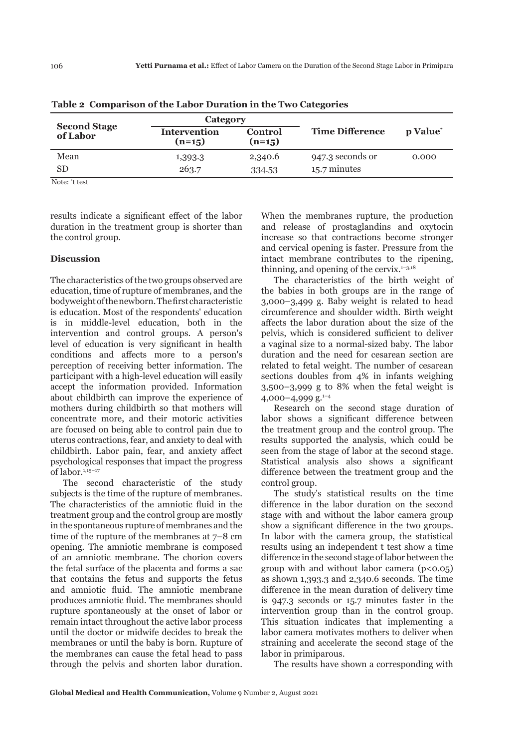**Table 2 Comparison of the Labor Duration in the Two Categories**

| Second Stage of Labor | Category | | Time Difference | p Value* |
|---|---|---|---|---|
| | Intervention (n=15) | Control (n=15) | | |
| Mean | 1,393.3 | 2,340.6 | 947.3 seconds or | 0.000 |
| SD | 263.7 | 334.53 | 15.7 minutes | |

Note: *t test

results indicate a significant effect of the labor duration in the treatment group is shorter than the control group.

**Discussion**

The characteristics of the two groups observed are education, time of rupture of membranes, and the bodyweight of the newborn. The first characteristic is education. Most of the respondents' education is in middle-level education, both in the intervention and control groups. A person's level of education is very significant in health conditions and affects more to a person's perception of receiving better information. The participant with a high-level education will easily accept the information provided. Information about childbirth can improve the experience of mothers during childbirth so that mothers will concentrate more, and their motoric activities are focused on being able to control pain due to uterus contractions, fear, and anxiety to deal with childbirth. Labor pain, fear, and anxiety affect psychological responses that impact the progress of labor.[1,15–17]

The second characteristic of the study subjects is the time of the rupture of membranes. The characteristics of the amniotic fluid in the treatment group and the control group are mostly in the spontaneous rupture of membranes and the time of the rupture of the membranes at 7–8 cm opening. The amniotic membrane is composed of an amniotic membrane. The chorion covers the fetal surface of the placenta and forms a sac that contains the fetus and supports the fetus and amniotic fluid. The amniotic membrane produces amniotic fluid. The membranes should rupture spontaneously at the onset of labor or remain intact throughout the active labor process until the doctor or midwife decides to break the membranes or until the baby is born. Rupture of the membranes can cause the fetal head to pass through the pelvis and shorten labor duration. When the membranes rupture, the production and release of prostaglandins and oxytocin increase so that contractions become stronger and cervical opening is faster. Pressure from the intact membrane contributes to the ripening, thinning, and opening of the cervix.[1–3,18]

The characteristics of the birth weight of the babies in both groups are in the range of 3,000–3,499 g. Baby weight is related to head circumference and shoulder width. Birth weight affects the labor duration about the size of the pelvis, which is considered sufficient to deliver a vaginal size to a normal-sized baby. The labor duration and the need for cesarean section are related to fetal weight. The number of cesarean sections doubles from 4% in infants weighing 3,500–3,999 g to 8% when the fetal weight is 4,000–4,999 g.[1–4]

Research on the second stage duration of labor shows a significant difference between the treatment group and the control group. The results supported the analysis, which could be seen from the stage of labor at the second stage. Statistical analysis also shows a significant difference between the treatment group and the control group.

The study's statistical results on the time difference in the labor duration on the second stage with and without the labor camera group show a significant difference in the two groups. In labor with the camera group, the statistical results using an independent t test show a time difference in the second stage of labor between the group with and without labor camera ($p<0.05$) as shown 1,393.3 and 2,340.6 seconds. The time difference in the mean duration of delivery time is 947.3 seconds or 15.7 minutes faster in the intervention group than in the control group. This situation indicates that implementing a labor camera motivates mothers to deliver when straining and accelerate the second stage of the labor in primiparous.

The results have shown a corresponding with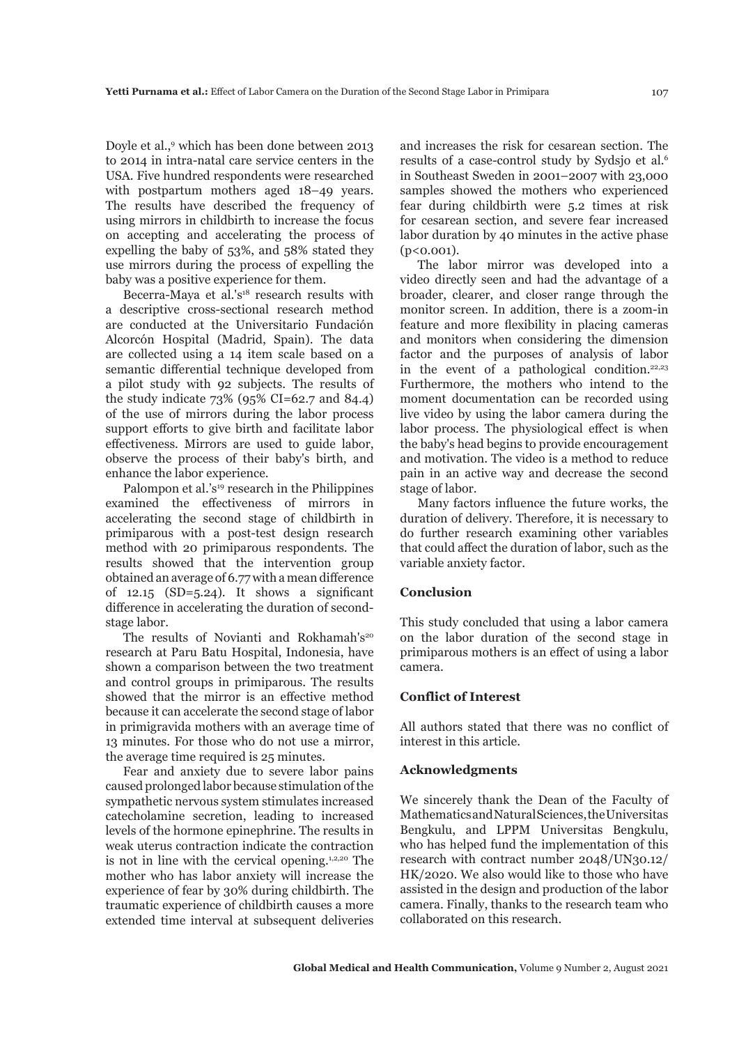Doyle et al.,[9] which has been done between 2013 to 2014 in intra-natal care service centers in the USA. Five hundred respondents were researched with postpartum mothers aged 18–49 years. The results have described the frequency of using mirrors in childbirth to increase the focus on accepting and accelerating the process of expelling the baby of 53%, and 58% stated they use mirrors during the process of expelling the baby was a positive experience for them.

Becerra-Maya et al.'s[18] research results with a descriptive cross-sectional research method are conducted at the Universitario Fundación Alcorcón Hospital (Madrid, Spain). The data are collected using a 14 item scale based on a semantic differential technique developed from a pilot study with 92 subjects. The results of the study indicate 73% (95% CI=62.7 and 84.4) of the use of mirrors during the labor process support efforts to give birth and facilitate labor effectiveness. Mirrors are used to guide labor, observe the process of their baby's birth, and enhance the labor experience.

Palompon et al.'s[19] research in the Philippines examined the effectiveness of mirrors in accelerating the second stage of childbirth in primiparous with a post-test design research method with 20 primiparous respondents. The results showed that the intervention group obtained an average of 6.77 with a mean difference of 12.15 (SD=5.24). It shows a significant difference in accelerating the duration of second-stage labor.

The results of Novianti and Rokhamah's[20] research at Paru Batu Hospital, Indonesia, have shown a comparison between the two treatment and control groups in primiparous. The results showed that the mirror is an effective method because it can accelerate the second stage of labor in primigravida mothers with an average time of 13 minutes. For those who do not use a mirror, the average time required is 25 minutes.

Fear and anxiety due to severe labor pains caused prolonged labor because stimulation of the sympathetic nervous system stimulates increased catecholamine secretion, leading to increased levels of the hormone epinephrine. The results in weak uterus contraction indicate the contraction is not in line with the cervical opening.[1,2,20] The mother who has labor anxiety will increase the experience of fear by 30% during childbirth. The traumatic experience of childbirth causes a more extended time interval at subsequent deliveries and increases the risk for cesarean section. The results of a case-control study by Sydsjo et al.[6] in Southeast Sweden in 2001–2007 with 23,000 samples showed the mothers who experienced fear during childbirth were 5.2 times at risk for cesarean section, and severe fear increased labor duration by 40 minutes in the active phase ($p<0.001$).

The labor mirror was developed into a video directly seen and had the advantage of a broader, clearer, and closer range through the monitor screen. In addition, there is a zoom-in feature and more flexibility in placing cameras and monitors when considering the dimension factor and the purposes of analysis of labor in the event of a pathological condition.[22,23] Furthermore, the mothers who intend to the moment documentation can be recorded using live video by using the labor camera during the labor process. The physiological effect is when the baby's head begins to provide encouragement and motivation. The video is a method to reduce pain in an active way and decrease the second stage of labor.

Many factors influence the future works, the duration of delivery. Therefore, it is necessary to do further research examining other variables that could affect the duration of labor, such as the variable anxiety factor.

## Conclusion

This study concluded that using a labor camera on the labor duration of the second stage in primiparous mothers is an effect of using a labor camera.

## Conflict of Interest

All authors stated that there was no conflict of interest in this article.

## Acknowledgments

We sincerely thank the Dean of the Faculty of Mathematics and Natural Sciences, the Universitas Bengkulu, and LPPM Universitas Bengkulu, who has helped fund the implementation of this research with contract number 2048/UN30.12/HK/2020. We also would like to those who have assisted in the design and production of the labor camera. Finally, thanks to the research team who collaborated on this research.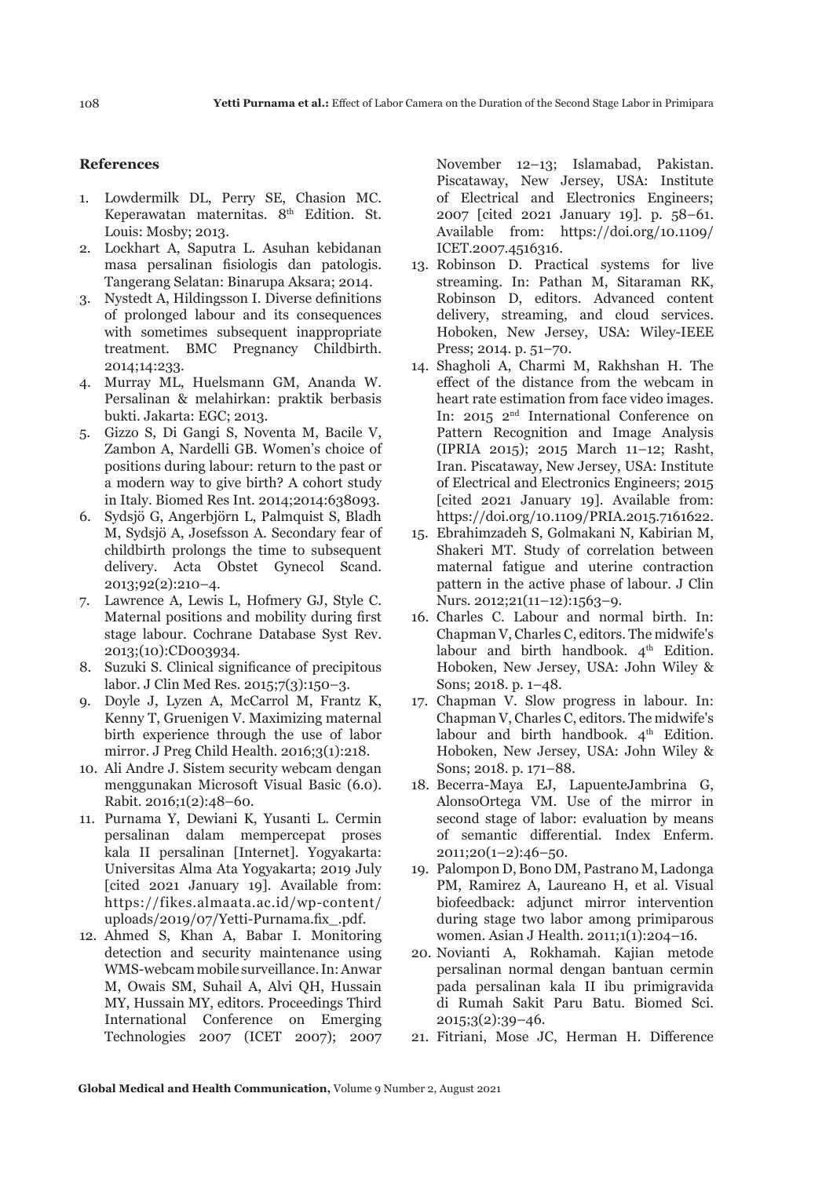## References

1. Lowdermilk DL, Perry SE, Chasion MC. Keperawatan maternitas. 8th Edition. St. Louis: Mosby; 2013.
2. Lockhart A, Saputra L. Asuhan kebidanan masa persalinan fisiologis dan patologis. Tangerang Selatan: Binarupa Aksara; 2014.
3. Nystedt A, Hildingsson I. Diverse definitions of prolonged labour and its consequences with sometimes subsequent inappropriate treatment. BMC Pregnancy Childbirth. 2014;14:233.
4. Murray ML, Huelsmann GM, Ananda W. Persalinan & melahirkan: praktik berbasis bukti. Jakarta: EGC; 2013.
5. Gizzo S, Di Gangi S, Noventa M, Bacile V, Zambon A, Nardelli GB. Women's choice of positions during labour: return to the past or a modern way to give birth? A cohort study in Italy. Biomed Res Int. 2014;2014:638093.
6. Sydsjö G, Angerbjörn L, Palmquist S, Bladh M, Sydsjö A, Josefsson A. Secondary fear of childbirth prolongs the time to subsequent delivery. Acta Obstet Gynecol Scand. 2013;92(2):210–4.
7. Lawrence A, Lewis L, Hofmery GJ, Style C. Maternal positions and mobility during first stage labour. Cochrane Database Syst Rev. 2013;(10):CD003934.
8. Suzuki S. Clinical significance of precipitous labor. J Clin Med Res. 2015;7(3):150–3.
9. Doyle J, Lyzen A, McCarrol M, Frantz K, Kenny T, Gruenigen V. Maximizing maternal birth experience through the use of labor mirror. J Preg Child Health. 2016;3(1):218.
10. Ali Andre J. Sistem security webcam dengan menggunakan Microsoft Visual Basic (6.0). Rabit. 2016;1(2):48–60.
11. Purnama Y, Dewiani K, Yusanti L. Cermin persalinan dalam mempercepat proses kala II persalinan [Internet]. Yogyakarta: Universitas Alma Ata Yogyakarta; 2019 July [cited 2021 January 19]. Available from: https://fikes.almaata.ac.id/wp-content/uploads/2019/07/Yetti-Purnama.fix_.pdf.
12. Ahmed S, Khan A, Babar I. Monitoring detection and security maintenance using WMS-webcam mobile surveillance. In: Anwar M, Owais SM, Suhail A, Alvi QH, Hussain MY, Hussain MY, editors. Proceedings Third International Conference on Emerging Technologies 2007 (ICET 2007); 2007 November 12–13; Islamabad, Pakistan. Piscataway, New Jersey, USA: Institute of Electrical and Electronics Engineers; 2007 [cited 2021 January 19]. p. 58–61. Available from: https://doi.org/10.1109/ICET.2007.4516316.
13. Robinson D. Practical systems for live streaming. In: Pathan M, Sitaraman RK, Robinson D, editors. Advanced content delivery, streaming, and cloud services. Hoboken, New Jersey, USA: Wiley-IEEE Press; 2014. p. 51–70.
14. Shagholi A, Charmi M, Rakhshan H. The effect of the distance from the webcam in heart rate estimation from face video images. In: 2015 2nd International Conference on Pattern Recognition and Image Analysis (IPRIA 2015); 2015 March 11–12; Rasht, Iran. Piscataway, New Jersey, USA: Institute of Electrical and Electronics Engineers; 2015 [cited 2021 January 19]. Available from: https://doi.org/10.1109/PRIA.2015.7161622.
15. Ebrahimzadeh S, Golmakani N, Kabirian M, Shakeri MT. Study of correlation between maternal fatigue and uterine contraction pattern in the active phase of labour. J Clin Nurs. 2012;21(11–12):1563–9.
16. Charles C. Labour and normal birth. In: Chapman V, Charles C, editors. The midwife's labour and birth handbook. 4th Edition. Hoboken, New Jersey, USA: John Wiley & Sons; 2018. p. 1–48.
17. Chapman V. Slow progress in labour. In: Chapman V, Charles C, editors. The midwife's labour and birth handbook. 4th Edition. Hoboken, New Jersey, USA: John Wiley & Sons; 2018. p. 171–88.
18. Becerra-Maya EJ, LapuenteJambrina G, AlonsoOrtega VM. Use of the mirror in second stage of labor: evaluation by means of semantic differential. Index Enferm. 2011;20(1–2):46–50.
19. Palompon D, Bono DM, Pastrano M, Ladonga PM, Ramirez A, Laureano H, et al. Visual biofeedback: adjunct mirror intervention during stage two labor among primiparous women. Asian J Health. 2011;1(1):204–16.
20. Novianti A, Rokhamah. Kajian metode persalinan normal dengan bantuan cermin pada persalinan kala II ibu primigravida di Rumah Sakit Paru Batu. Biomed Sci. 2015;3(2):39–46.
21. Fitriani, Mose JC, Herman H. Difference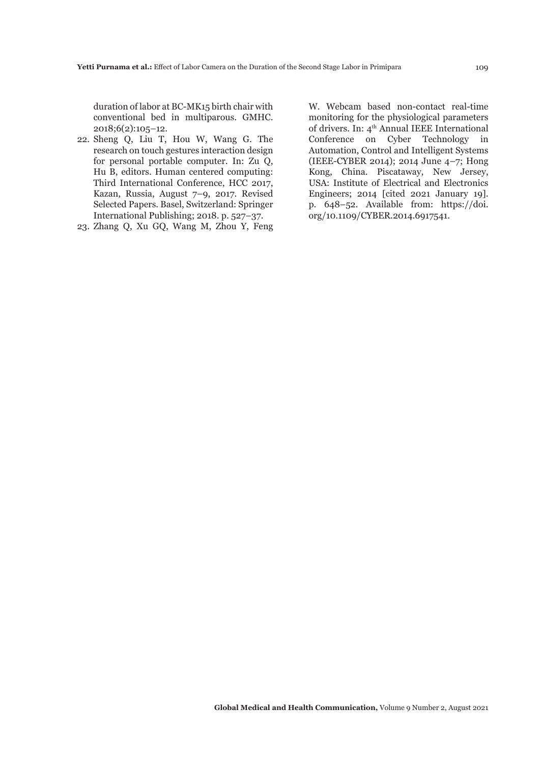duration of labor at BC-MK15 birth chair with conventional bed in multiparous. GMHC. 2018;6(2):105–12.

22. Sheng Q, Liu T, Hou W, Wang G. The research on touch gestures interaction design for personal portable computer. In: Zu Q, Hu B, editors. Human centered computing: Third International Conference, HCC 2017, Kazan, Russia, August 7–9, 2017. Revised Selected Papers. Basel, Switzerland: Springer International Publishing; 2018. p. 527–37.
23. Zhang Q, Xu GQ, Wang M, Zhou Y, Feng W. Webcam based non-contact real-time monitoring for the physiological parameters of drivers. In: 4th Annual IEEE International Conference on Cyber Technology in Automation, Control and Intelligent Systems (IEEE-CYBER 2014); 2014 June 4–7; Hong Kong, China. Piscataway, New Jersey, USA: Institute of Electrical and Electronics Engineers; 2014 [cited 2021 January 19]. p. 648–52. Available from: https://doi.org/10.1109/CYBER.2014.6917541.